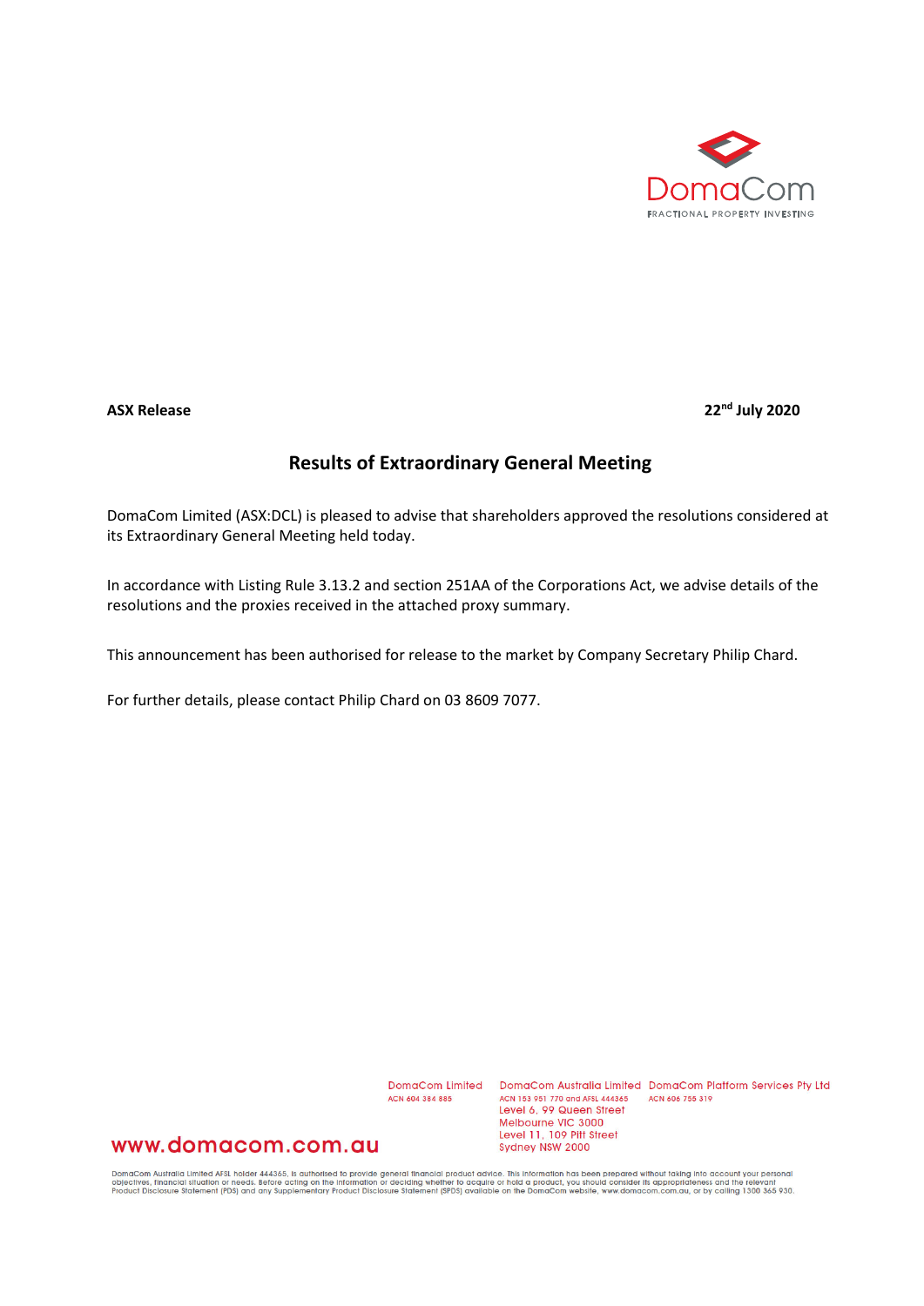DomaCom
FRACTIONAL PROPERTY INVESTING

**ASX Release** **22nd July 2020**

## Results of Extraordinary General Meeting

DomaCom Limited (ASX:DCL) is pleased to advise that shareholders approved the resolutions considered at its Extraordinary General Meeting held today.

In accordance with Listing Rule 3.13.2 and section 251AA of the Corporations Act, we advise details of the resolutions and the proxies received in the attached proxy summary.

This announcement has been authorised for release to the market by Company Secretary Philip Chard.

For further details, please contact Philip Chard on 03 8609 7077.

DomaCom Limited
ACN 604 384 885

DomaCom Australia Limited
ACN 153 951 770 and AFSL 444365
Level 6, 99 Queen Street
Melbourne VIC 3000
Level 11, 109 Pitt Street
Sydney NSW 2000

DomaCom Platform Services Pty Ltd
ACN 606 755 319

www.domacom.com.au

DomaCom Australia Limited AFSL holder 444365, is authorised to provide general financial product advice. This information has been prepared without taking into account your personal objectives, financial situation or needs. Before acting on the information or deciding whether to acquire or hold a product, you should consider its appropriateness and the relevant Product Disclosure Statement (PDS) and any Supplementary Product Disclosure Statement (SPDS) available on the DomaCom website, www.domacom.com.au, or by calling 1300 365 930.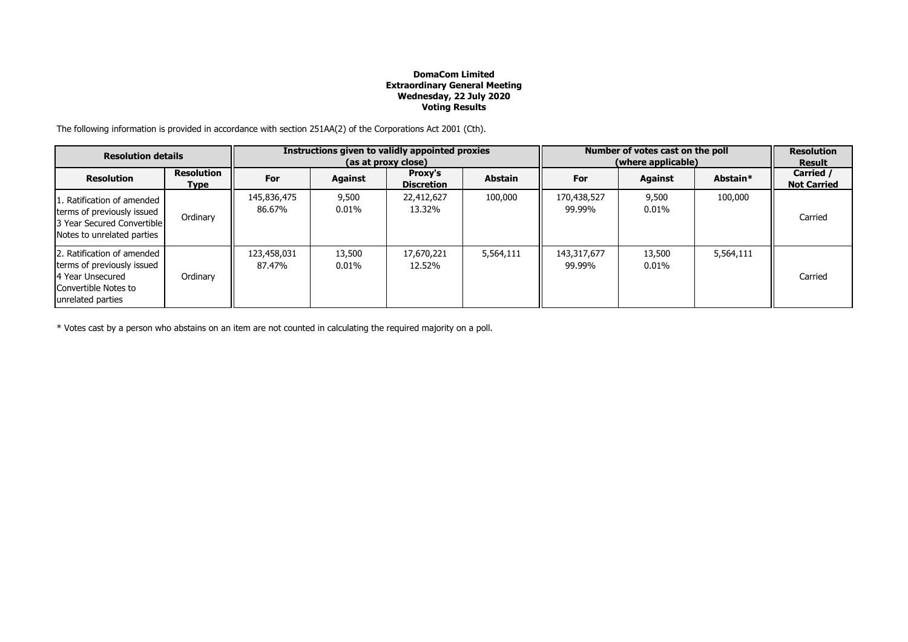**DomaCom Limited**
**Extraordinary General Meeting**
**Wednesday, 22 July 2020**
**Voting Results**

The following information is provided in accordance with section 251AA(2) of the Corporations Act 2001 (Cth).

| Resolution details | | Instructions given to validly appointed proxies (as at proxy close) | | | | Number of votes cast on the poll (where applicable) | | | Resolution Result |
|---|---|---|---|---|---|---|---|---|---|
| **Resolution** | **Resolution Type** | **For** | **Against** | **Proxy's Discretion** | **Abstain** | **For** | **Against** | **Abstain*** | **Carried / Not Carried** |
| 1. Ratification of amended terms of previously issued 3 Year Secured Convertible Notes to unrelated parties | Ordinary | 145,836,475 86.67% | 9,500 0.01% | 22,412,627 13.32% | 100,000 | 170,438,527 99.99% | 9,500 0.01% | 100,000 | Carried |
| 2. Ratification of amended terms of previously issued 4 Year Unsecured Convertible Notes to unrelated parties | Ordinary | 123,458,031 87.47% | 13,500 0.01% | 17,670,221 12.52% | 5,564,111 | 143,317,677 99.99% | 13,500 0.01% | 5,564,111 | Carried |

* Votes cast by a person who abstains on an item are not counted in calculating the required majority on a poll.